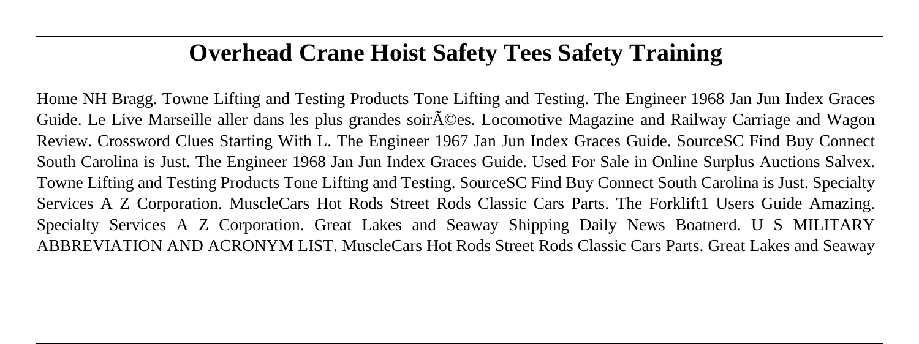# Overhead Crane Hoist Safety Tees Safety Training

Home NH Bragg. Towne Lifting and Testing Products Tone Lifting and Testing. The Engineer 1968 Jan Jun Index Graces Guide. Le Live Marseille aller dans les plus grandes soirÃ©es. Locomotive Magazine and Railway Carriage and Wagon Review. Crossword Clues Starting With L. The Engineer 1967 Jan Jun Index Graces Guide. SourceSC Find Buy Connect South Carolina is Just. The Engineer 1968 Jan Jun Index Graces Guide. Used For Sale in Online Surplus Auctions Salvex. Towne Lifting and Testing Products Tone Lifting and Testing. SourceSC Find Buy Connect South Carolina is Just. Specialty Services A Z Corporation. MuscleCars Hot Rods Street Rods Classic Cars Parts. The Forklift1 Users Guide Amazing. Specialty Services A Z Corporation. Great Lakes and Seaway Shipping Daily News Boatnerd. U S MILITARY ABBREVIATION AND ACRONYM LIST. MuscleCars Hot Rods Street Rods Classic Cars Parts. Great Lakes and Seaway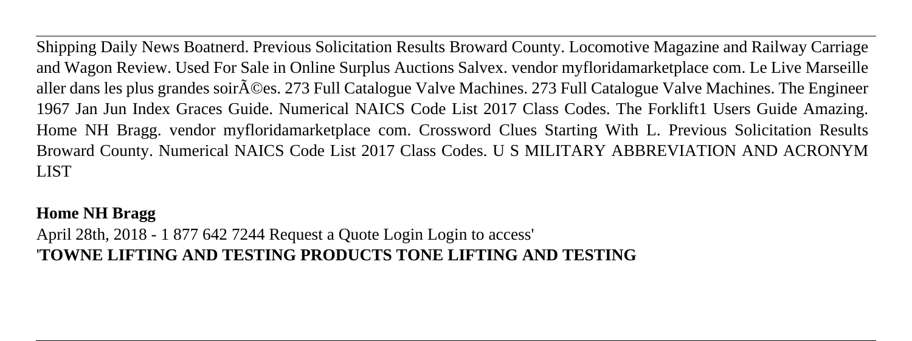Shipping Daily News Boatnerd. Previous Solicitation Results Broward County. Locomotive Magazine and Railway Carriage and Wagon Review. Used For Sale in Online Surplus Auctions Salvex. vendor myfloridamarketplace com. Le Live Marseille aller dans les plus grandes soirÃ©es. 273 Full Catalogue Valve Machines. 273 Full Catalogue Valve Machines. The Engineer 1967 Jan Jun Index Graces Guide. Numerical NAICS Code List 2017 Class Codes. The Forklift1 Users Guide Amazing. Home NH Bragg. vendor myfloridamarketplace com. Crossword Clues Starting With L. Previous Solicitation Results Broward County. Numerical NAICS Code List 2017 Class Codes. U S MILITARY ABBREVIATION AND ACRONYM LIST

**Home NH Bragg**

April 28th, 2018 - 1 877 642 7244 Request a Quote Login Login to access'

'**TOWNE LIFTING AND TESTING PRODUCTS TONE LIFTING AND TESTING**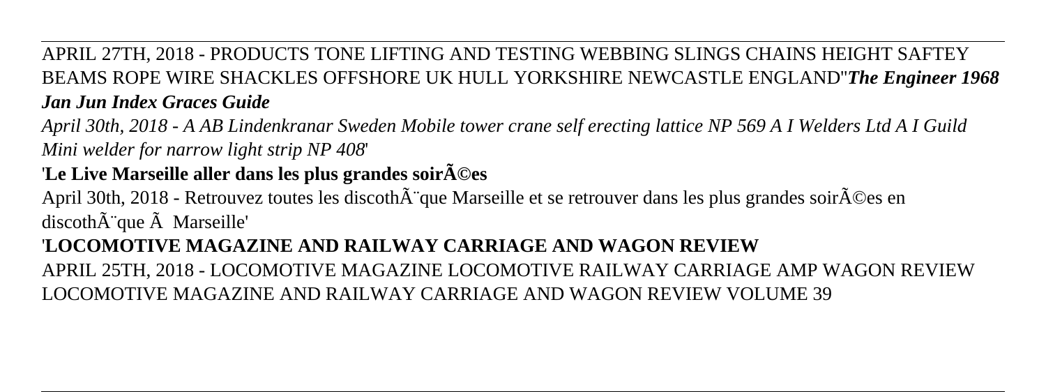APRIL 27TH, 2018 - PRODUCTS TONE LIFTING AND TESTING WEBBING SLINGS CHAINS HEIGHT SAFTEY BEAMS ROPE WIRE SHACKLES OFFSHORE UK HULL YORKSHIRE NEWCASTLE ENGLAND''***The Engineer 1968 Jan Jun Index Graces Guide***

*April 30th, 2018 - A AB Lindenkranar Sweden Mobile tower crane self erecting lattice NP 569 A I Welders Ltd A I Guild Mini welder for narrow light strip NP 408*'

**'Le Live Marseille aller dans les plus grandes soirÃ©es**

April 30th, 2018 - Retrouvez toutes les discothÃ¨que Marseille et se retrouver dans les plus grandes soirÃ©es en discothÃ¨que Ã  Marseille'

**'LOCOMOTIVE MAGAZINE AND RAILWAY CARRIAGE AND WAGON REVIEW**

APRIL 25TH, 2018 - LOCOMOTIVE MAGAZINE LOCOMOTIVE RAILWAY CARRIAGE AMP WAGON REVIEW LOCOMOTIVE MAGAZINE AND RAILWAY CARRIAGE AND WAGON REVIEW VOLUME 39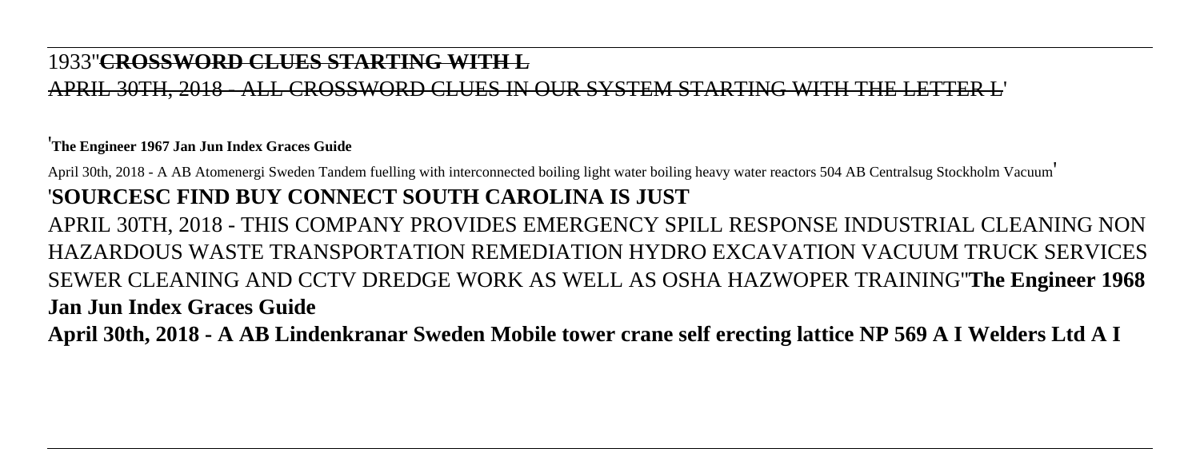1933''**CROSSWORD CLUES STARTING WITH L**

APRIL 30TH, 2018 - ALL CROSSWORD CLUES IN OUR SYSTEM STARTING WITH THE LETTER L'

'**The Engineer 1967 Jan Jun Index Graces Guide**

April 30th, 2018 - A AB Atomenergi Sweden Tandem fuelling with interconnected boiling light water boiling heavy water reactors 504 AB Centralsug Stockholm Vacuum'

'**SOURCESC FIND BUY CONNECT SOUTH CAROLINA IS JUST**

APRIL 30TH, 2018 - THIS COMPANY PROVIDES EMERGENCY SPILL RESPONSE INDUSTRIAL CLEANING NON HAZARDOUS WASTE TRANSPORTATION REMEDIATION HYDRO EXCAVATION VACUUM TRUCK SERVICES SEWER CLEANING AND CCTV DREDGE WORK AS WELL AS OSHA HAZWOPER TRAINING''**The Engineer 1968 Jan Jun Index Graces Guide**

**April 30th, 2018 - A AB Lindenkranar Sweden Mobile tower crane self erecting lattice NP 569 A I Welders Ltd A I**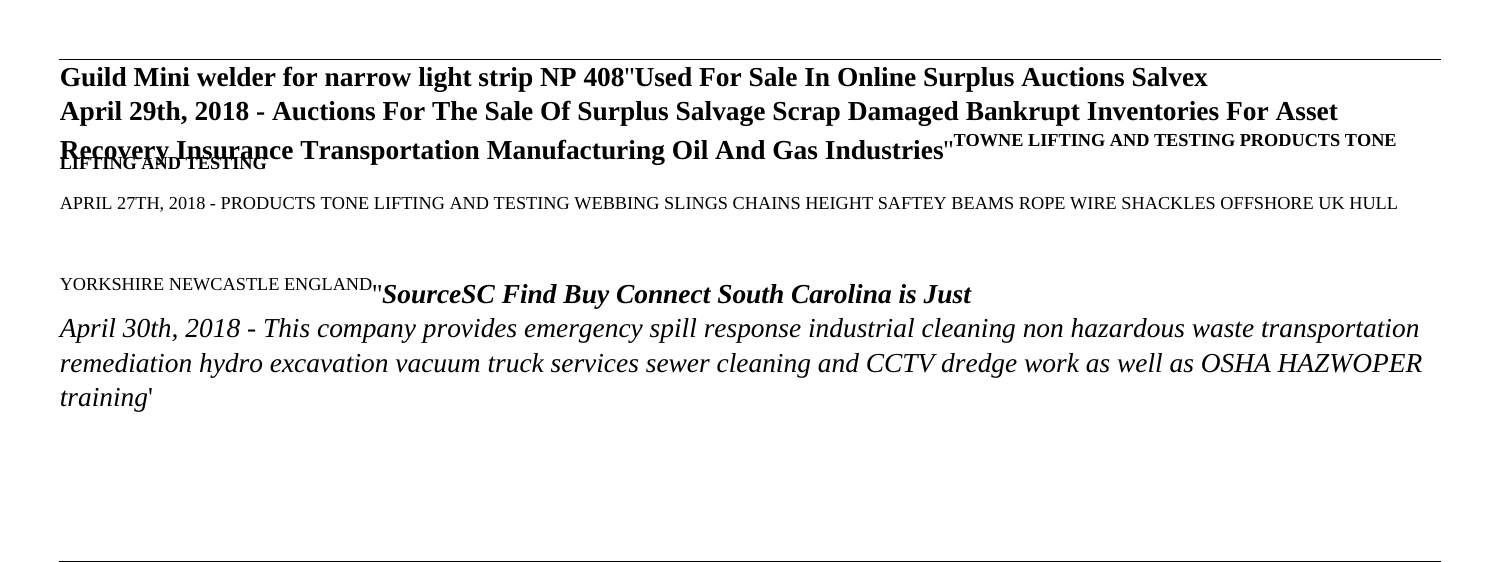**Guild Mini welder for narrow light strip NP 408**''**Used For Sale In Online Surplus Auctions Salvex**
**April 29th, 2018 - Auctions For The Sale Of Surplus Salvage Scrap Damaged Bankrupt Inventories For Asset Recovery Insurance Transportation Manufacturing Oil And Gas Industries**''**TOWNE LIFTING AND TESTING PRODUCTS TONE LIFTING AND TESTING**

APRIL 27TH, 2018 - PRODUCTS TONE LIFTING AND TESTING WEBBING SLINGS CHAINS HEIGHT SAFTEY BEAMS ROPE WIRE SHACKLES OFFSHORE UK HULL YORKSHIRE NEWCASTLE ENGLAND''***SourceSC Find Buy Connect South Carolina is Just***

*April 30th, 2018 - This company provides emergency spill response industrial cleaning non hazardous waste transportation remediation hydro excavation vacuum truck services sewer cleaning and CCTV dredge work as well as OSHA HAZWOPER training*'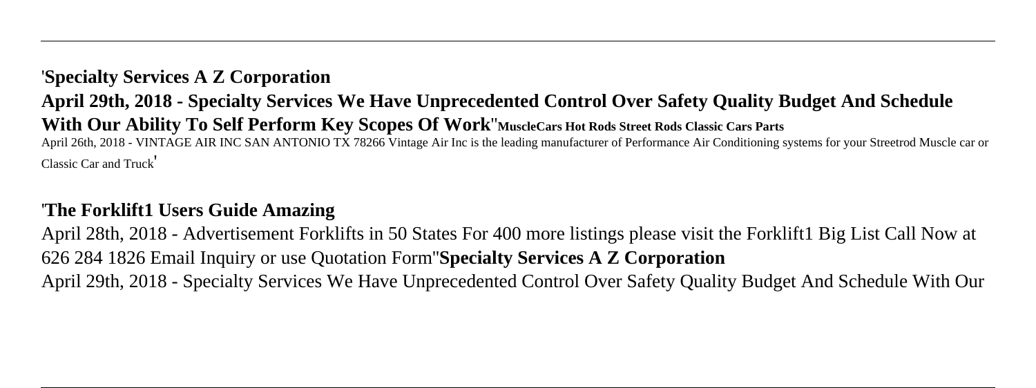'**Specialty Services A Z Corporation**

**April 29th, 2018 - Specialty Services We Have Unprecedented Control Over Safety Quality Budget And Schedule With Our Ability To Self Perform Key Scopes Of Work**''**MuscleCars Hot Rods Street Rods Classic Cars Parts**

April 26th, 2018 - VINTAGE AIR INC SAN ANTONIO TX 78266 Vintage Air Inc is the leading manufacturer of Performance Air Conditioning systems for your Streetrod Muscle car or Classic Car and Truck'

'**The Forklift1 Users Guide Amazing**

April 28th, 2018 - Advertisement Forklifts in 50 States For 400 more listings please visit the Forklift1 Big List Call Now at 626 284 1826 Email Inquiry or use Quotation Form''**Specialty Services A Z Corporation**

April 29th, 2018 - Specialty Services We Have Unprecedented Control Over Safety Quality Budget And Schedule With Our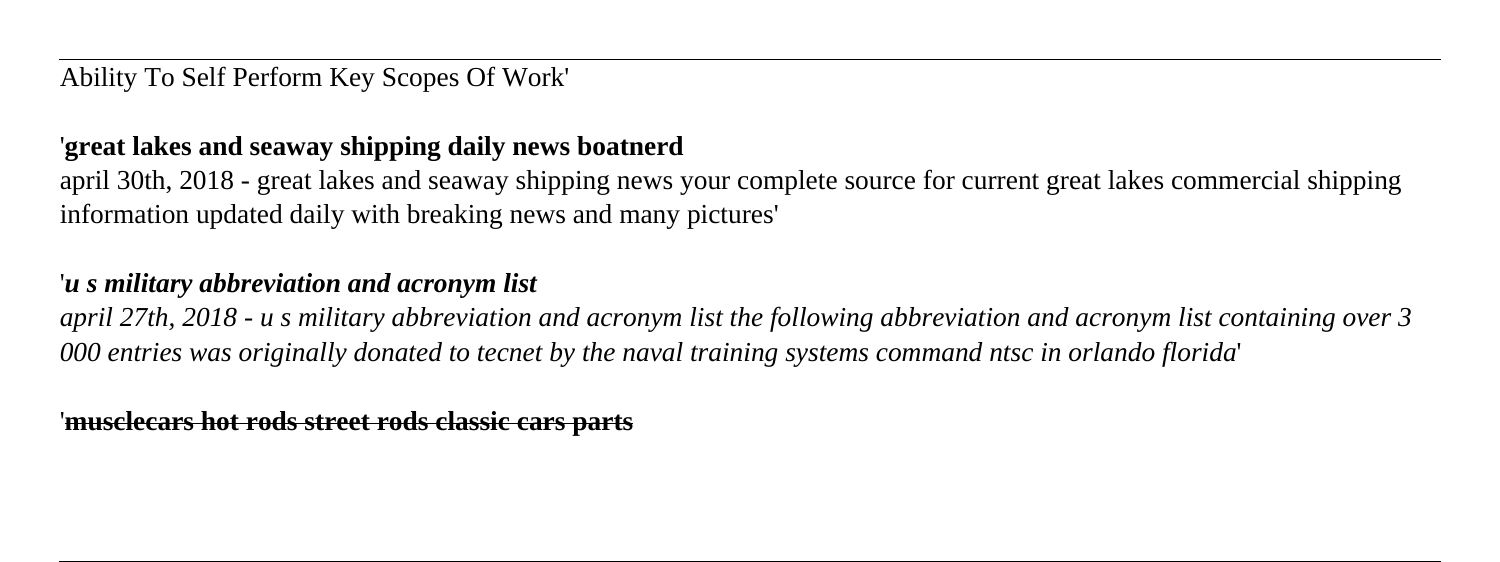Ability To Self Perform Key Scopes Of Work'

'**great lakes and seaway shipping daily news boatnerd**

april 30th, 2018 - great lakes and seaway shipping news your complete source for current great lakes commercial shipping information updated daily with breaking news and many pictures'

'***u s military abbreviation and acronym list***

*april 27th, 2018 - u s military abbreviation and acronym list the following abbreviation and acronym list containing over 3 000 entries was originally donated to tecnet by the naval training systems command ntsc in orlando florida*'

'**musclecars hot rods street rods classic cars parts**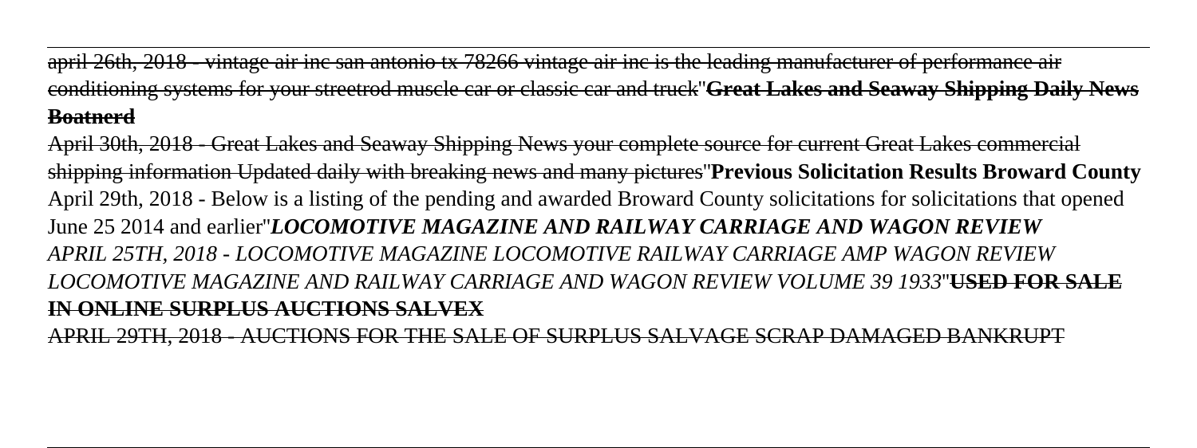~~april 26th, 2018 - vintage air inc san antonio tx 78266 vintage air inc is the leading manufacturer of performance air conditioning systems for your streetrod muscle car or classic car and truck~~''**~~Great Lakes and Seaway Shipping Daily News Boatnerd~~**

~~April 30th, 2018 - Great Lakes and Seaway Shipping News your complete source for current Great Lakes commercial shipping information Updated daily with breaking news and many pictures~~''**Previous Solicitation Results Broward County**
April 29th, 2018 - Below is a listing of the pending and awarded Broward County solicitations for solicitations that opened June 25 2014 and earlier''*LOCOMOTIVE MAGAZINE AND RAILWAY CARRIAGE AND WAGON REVIEW*
*APRIL 25TH, 2018 - LOCOMOTIVE MAGAZINE LOCOMOTIVE RAILWAY CARRIAGE AMP WAGON REVIEW LOCOMOTIVE MAGAZINE AND RAILWAY CARRIAGE AND WAGON REVIEW VOLUME 39 1933*''**~~USED FOR SALE IN ONLINE SURPLUS AUCTIONS SALVEX~~**

~~APRIL 29TH, 2018 - AUCTIONS FOR THE SALE OF SURPLUS SALVAGE SCRAP DAMAGED BANKRUPT~~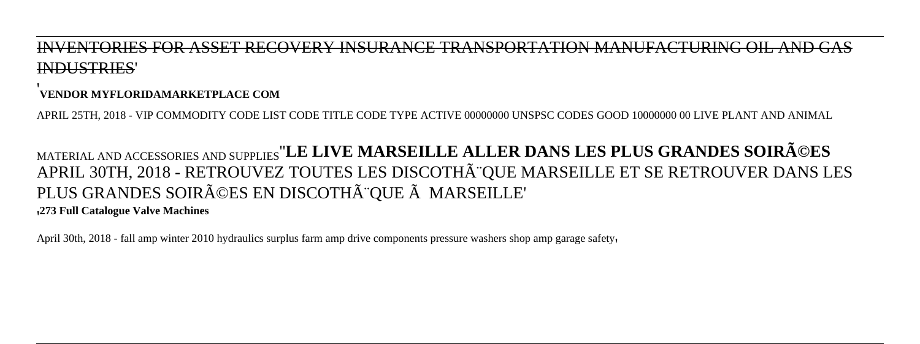INVENTORIES FOR ASSET RECOVERY INSURANCE TRANSPORTATION MANUFACTURING OIL AND GAS INDUSTRIES'

'**VENDOR MYFLORIDAMARKETPLACE COM**

APRIL 25TH, 2018 - VIP COMMODITY CODE LIST CODE TITLE CODE TYPE ACTIVE 00000000 UNSPSC CODES GOOD 10000000 00 LIVE PLANT AND ANIMAL MATERIAL AND ACCESSORIES AND SUPPLIES''**LE LIVE MARSEILLE ALLER DANS LES PLUS GRANDES SOIRÃ©ES**

APRIL 30TH, 2018 - RETROUVEZ TOUTES LES DISCOTHÃ¨QUE MARSEILLE ET SE RETROUVER DANS LES PLUS GRANDES SOIRÃ©ES EN DISCOTHÃ¨QUE Ã  MARSEILLE'

'**273 Full Catalogue Valve Machines**

April 30th, 2018 - fall amp winter 2010 hydraulics surplus farm amp drive components pressure washers shop amp garage safety'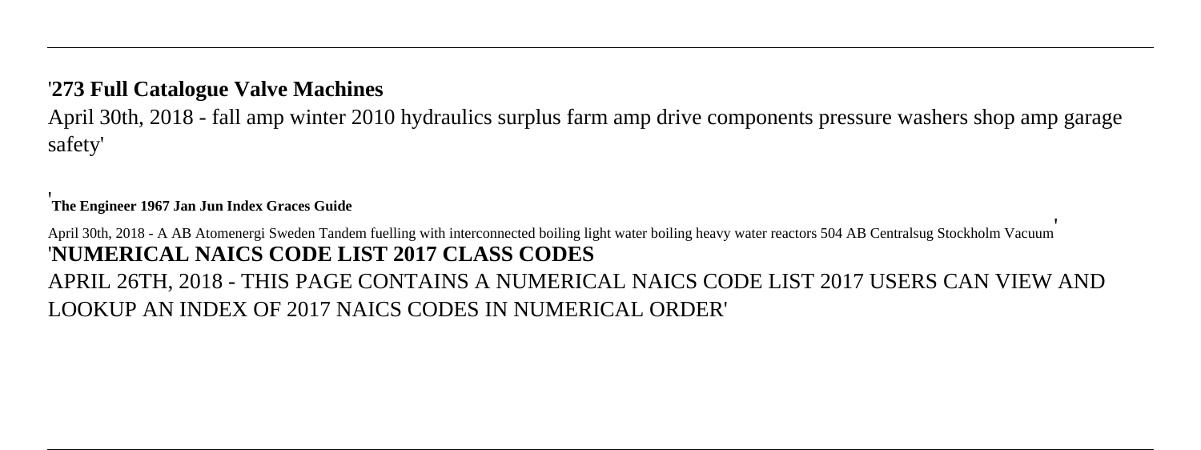'**273 Full Catalogue Valve Machines**

April 30th, 2018 - fall amp winter 2010 hydraulics surplus farm amp drive components pressure washers shop amp garage safety'

'**The Engineer 1967 Jan Jun Index Graces Guide**

April 30th, 2018 - A AB Atomenergi Sweden Tandem fuelling with interconnected boiling light water boiling heavy water reactors 504 AB Centralsug Stockholm Vacuum'

'**NUMERICAL NAICS CODE LIST 2017 CLASS CODES**

APRIL 26TH, 2018 - THIS PAGE CONTAINS A NUMERICAL NAICS CODE LIST 2017 USERS CAN VIEW AND LOOKUP AN INDEX OF 2017 NAICS CODES IN NUMERICAL ORDER'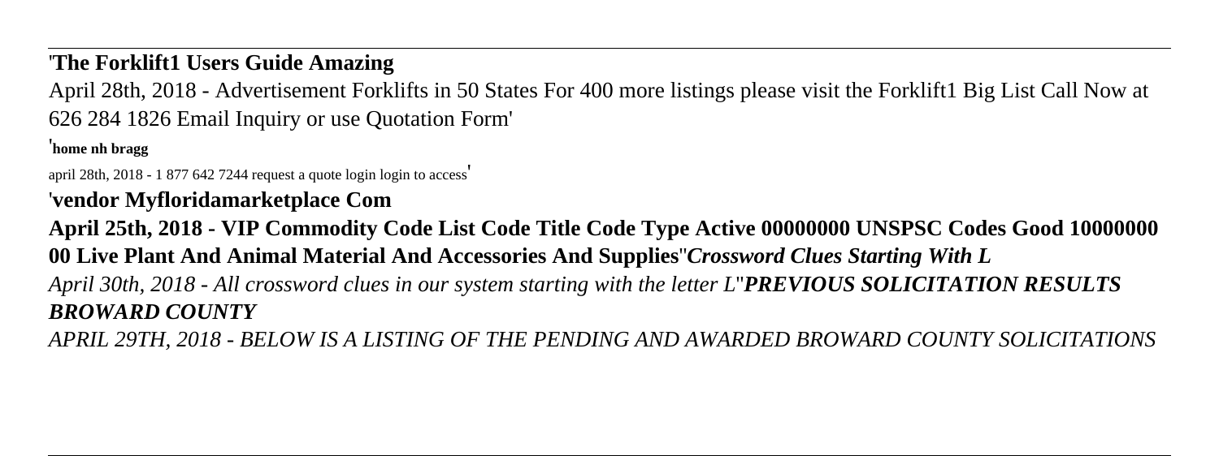'**The Forklift1 Users Guide Amazing**

April 28th, 2018 - Advertisement Forklifts in 50 States For 400 more listings please visit the Forklift1 Big List Call Now at 626 284 1826 Email Inquiry or use Quotation Form'

'**home nh bragg**

april 28th, 2018 - 1 877 642 7244 request a quote login login to access'

'**vendor Myfloridamarketplace Com**

**April 25th, 2018 - VIP Commodity Code List Code Title Code Type Active 00000000 UNSPSC Codes Good 10000000 00 Live Plant And Animal Material And Accessories And Supplies**''***Crossword Clues Starting With L***

*April 30th, 2018 - All crossword clues in our system starting with the letter L*''***PREVIOUS SOLICITATION RESULTS BROWARD COUNTY***

*APRIL 29TH, 2018 - BELOW IS A LISTING OF THE PENDING AND AWARDED BROWARD COUNTY SOLICITATIONS*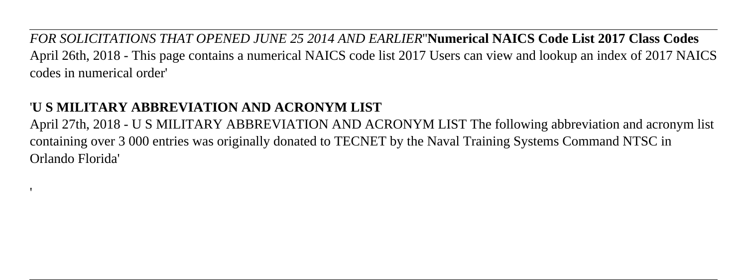*FOR SOLICITATIONS THAT OPENED JUNE 25 2014 AND EARLIER*''**Numerical NAICS Code List 2017 Class Codes**
April 26th, 2018 - This page contains a numerical NAICS code list 2017 Users can view and lookup an index of 2017 NAICS codes in numerical order'

## 'U S MILITARY ABBREVIATION AND ACRONYM LIST

April 27th, 2018 - U S MILITARY ABBREVIATION AND ACRONYM LIST The following abbreviation and acronym list containing over 3 000 entries was originally donated to TECNET by the Naval Training Systems Command NTSC in Orlando Florida'

'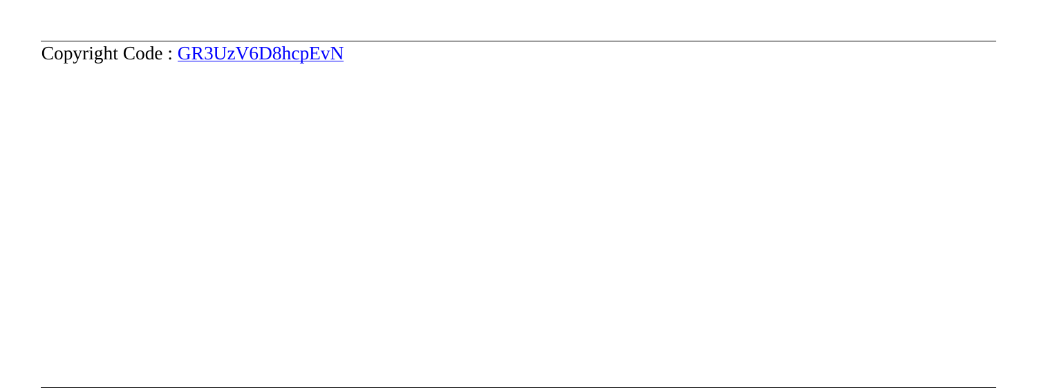Copyright Code : [GR3UzV6D8hcpEvN]